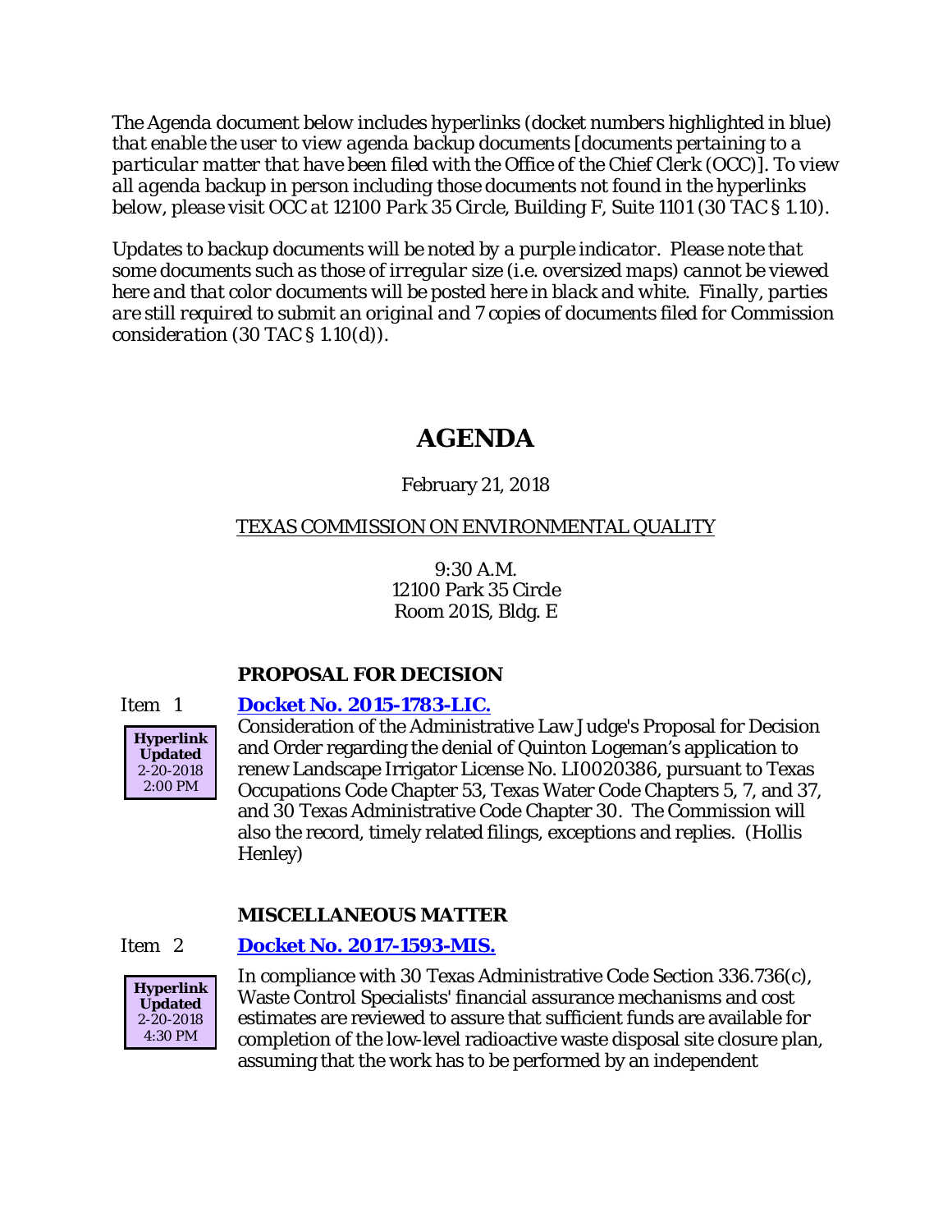The Agenda document below includes hyperlinks (docket numbers highlighted in blue) that enable the user to view agenda backup documents [documents pertaining to a particular matter that have been filed with the Office of the Chief Clerk (OCC)]. To view all agenda backup in person including those documents not found in the hyperlinks below, please visit OCC at 12100 Park 35 Circle, Building F, Suite 1101 (30 TAC § 1.10).

Updates to backup documents will be noted by a purple indicator. Please note that some documents such as those of irregular size (i.e. oversized maps) cannot be viewed here and that color documents will be posted here in black and white. Finally, parties are still required to submit an original and 7 copies of documents filed for Commission consideration (30 TAC § 1.10(d)).

# AGENDA

February 21, 2018

TEXAS COMMISSION ON ENVIRONMENTAL QUALITY

9:30 A.M.
12100 Park 35 Circle
Room 201S, Bldg. E

## PROPOSAL FOR DECISION

Item 1 **Docket No. 2015-1783-LIC.**

**Hyperlink Updated** 2-20-2018 2:00 PM

Consideration of the Administrative Law Judge's Proposal for Decision and Order regarding the denial of Quinton Logeman's application to renew Landscape Irrigator License No. LI0020386, pursuant to Texas Occupations Code Chapter 53, Texas Water Code Chapters 5, 7, and 37, and 30 Texas Administrative Code Chapter 30. The Commission will also the record, timely related filings, exceptions and replies. (Hollis Henley)

## MISCELLANEOUS MATTER

Item 2 **Docket No. 2017-1593-MIS.**

**Hyperlink Updated** 2-20-2018 4:30 PM

In compliance with 30 Texas Administrative Code Section 336.736(c), Waste Control Specialists' financial assurance mechanisms and cost estimates are reviewed to assure that sufficient funds are available for completion of the low-level radioactive waste disposal site closure plan, assuming that the work has to be performed by an independent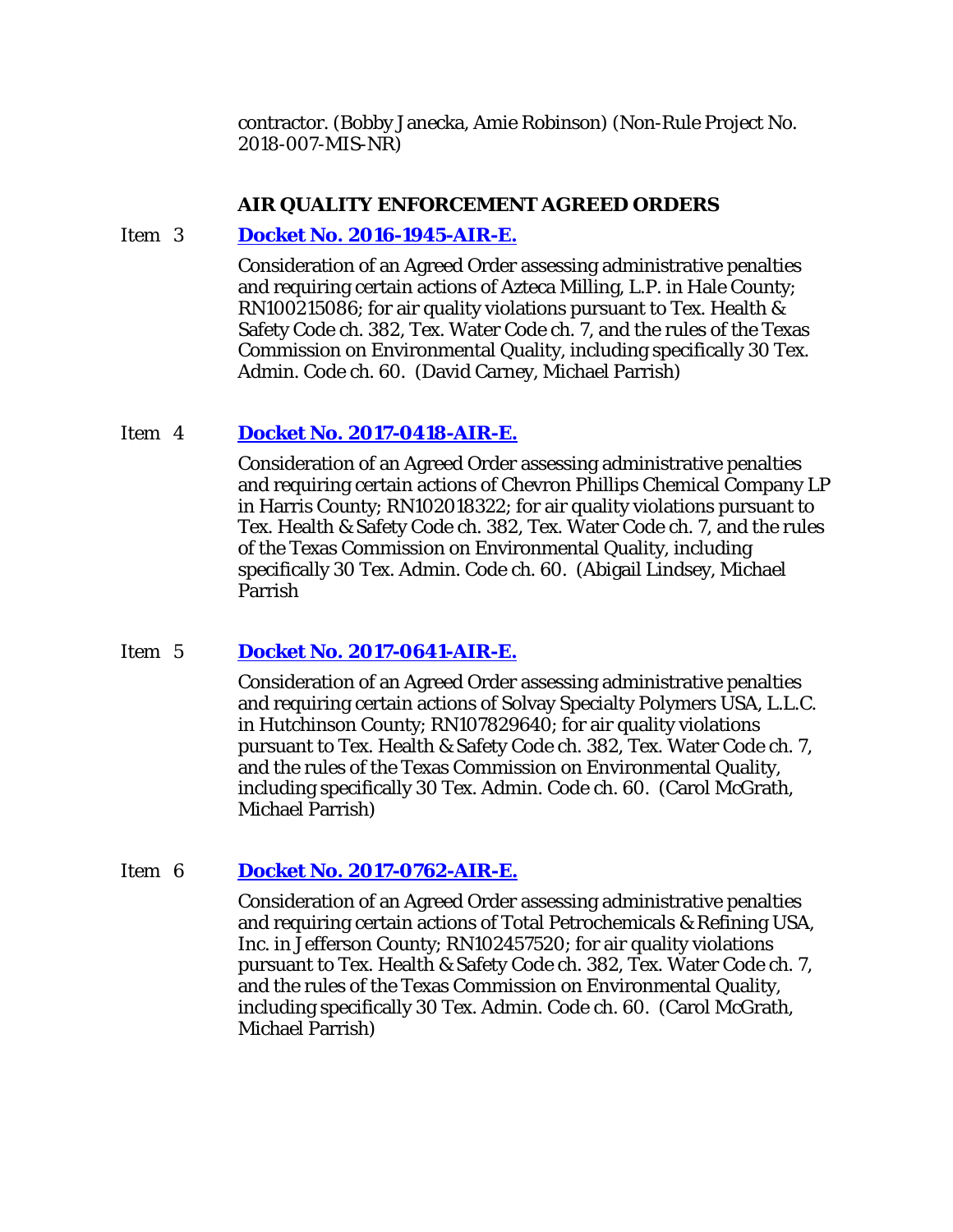contractor. (Bobby Janecka, Amie Robinson) (Non-Rule Project No. 2018-007-MIS-NR)

## AIR QUALITY ENFORCEMENT AGREED ORDERS

Item 3 **Docket No. 2016-1945-AIR-E.**

Consideration of an Agreed Order assessing administrative penalties and requiring certain actions of Azteca Milling, L.P. in Hale County; RN100215086; for air quality violations pursuant to Tex. Health & Safety Code ch. 382, Tex. Water Code ch. 7, and the rules of the Texas Commission on Environmental Quality, including specifically 30 Tex. Admin. Code ch. 60. (David Carney, Michael Parrish)

Item 4 **Docket No. 2017-0418-AIR-E.**

Consideration of an Agreed Order assessing administrative penalties and requiring certain actions of Chevron Phillips Chemical Company LP in Harris County; RN102018322; for air quality violations pursuant to Tex. Health & Safety Code ch. 382, Tex. Water Code ch. 7, and the rules of the Texas Commission on Environmental Quality, including specifically 30 Tex. Admin. Code ch. 60. (Abigail Lindsey, Michael Parrish

Item 5 **Docket No. 2017-0641-AIR-E.**

Consideration of an Agreed Order assessing administrative penalties and requiring certain actions of Solvay Specialty Polymers USA, L.L.C. in Hutchinson County; RN107829640; for air quality violations pursuant to Tex. Health & Safety Code ch. 382, Tex. Water Code ch. 7, and the rules of the Texas Commission on Environmental Quality, including specifically 30 Tex. Admin. Code ch. 60. (Carol McGrath, Michael Parrish)

Item 6 **Docket No. 2017-0762-AIR-E.**

Consideration of an Agreed Order assessing administrative penalties and requiring certain actions of Total Petrochemicals & Refining USA, Inc. in Jefferson County; RN102457520; for air quality violations pursuant to Tex. Health & Safety Code ch. 382, Tex. Water Code ch. 7, and the rules of the Texas Commission on Environmental Quality, including specifically 30 Tex. Admin. Code ch. 60. (Carol McGrath, Michael Parrish)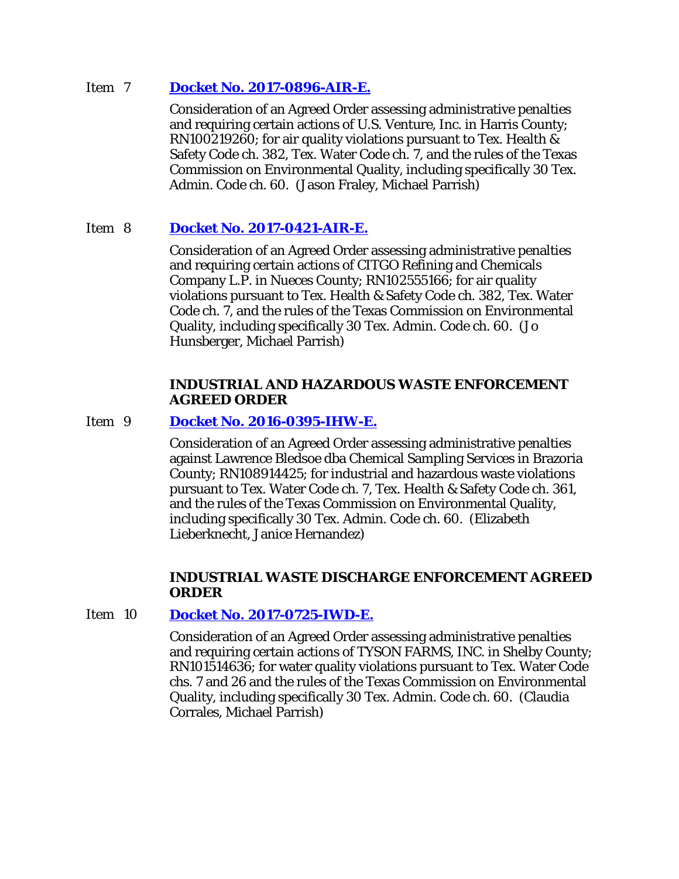Item 7 **[Docket No. 2017-0896-AIR-E.]**

Consideration of an Agreed Order assessing administrative penalties and requiring certain actions of U.S. Venture, Inc. in Harris County; RN100219260; for air quality violations pursuant to Tex. Health & Safety Code ch. 382, Tex. Water Code ch. 7, and the rules of the Texas Commission on Environmental Quality, including specifically 30 Tex. Admin. Code ch. 60. (Jason Fraley, Michael Parrish)

Item 8 **[Docket No. 2017-0421-AIR-E.]**

Consideration of an Agreed Order assessing administrative penalties and requiring certain actions of CITGO Refining and Chemicals Company L.P. in Nueces County; RN102555166; for air quality violations pursuant to Tex. Health & Safety Code ch. 382, Tex. Water Code ch. 7, and the rules of the Texas Commission on Environmental Quality, including specifically 30 Tex. Admin. Code ch. 60. (Jo Hunsberger, Michael Parrish)

**INDUSTRIAL AND HAZARDOUS WASTE ENFORCEMENT AGREED ORDER**

Item 9 **[Docket No. 2016-0395-IHW-E.]**

Consideration of an Agreed Order assessing administrative penalties against Lawrence Bledsoe dba Chemical Sampling Services in Brazoria County; RN108914425; for industrial and hazardous waste violations pursuant to Tex. Water Code ch. 7, Tex. Health & Safety Code ch. 361, and the rules of the Texas Commission on Environmental Quality, including specifically 30 Tex. Admin. Code ch. 60. (Elizabeth Lieberknecht, Janice Hernandez)

**INDUSTRIAL WASTE DISCHARGE ENFORCEMENT AGREED ORDER**

Item 10 **[Docket No. 2017-0725-IWD-E.]**

Consideration of an Agreed Order assessing administrative penalties and requiring certain actions of TYSON FARMS, INC. in Shelby County; RN101514636; for water quality violations pursuant to Tex. Water Code chs. 7 and 26 and the rules of the Texas Commission on Environmental Quality, including specifically 30 Tex. Admin. Code ch. 60. (Claudia Corrales, Michael Parrish)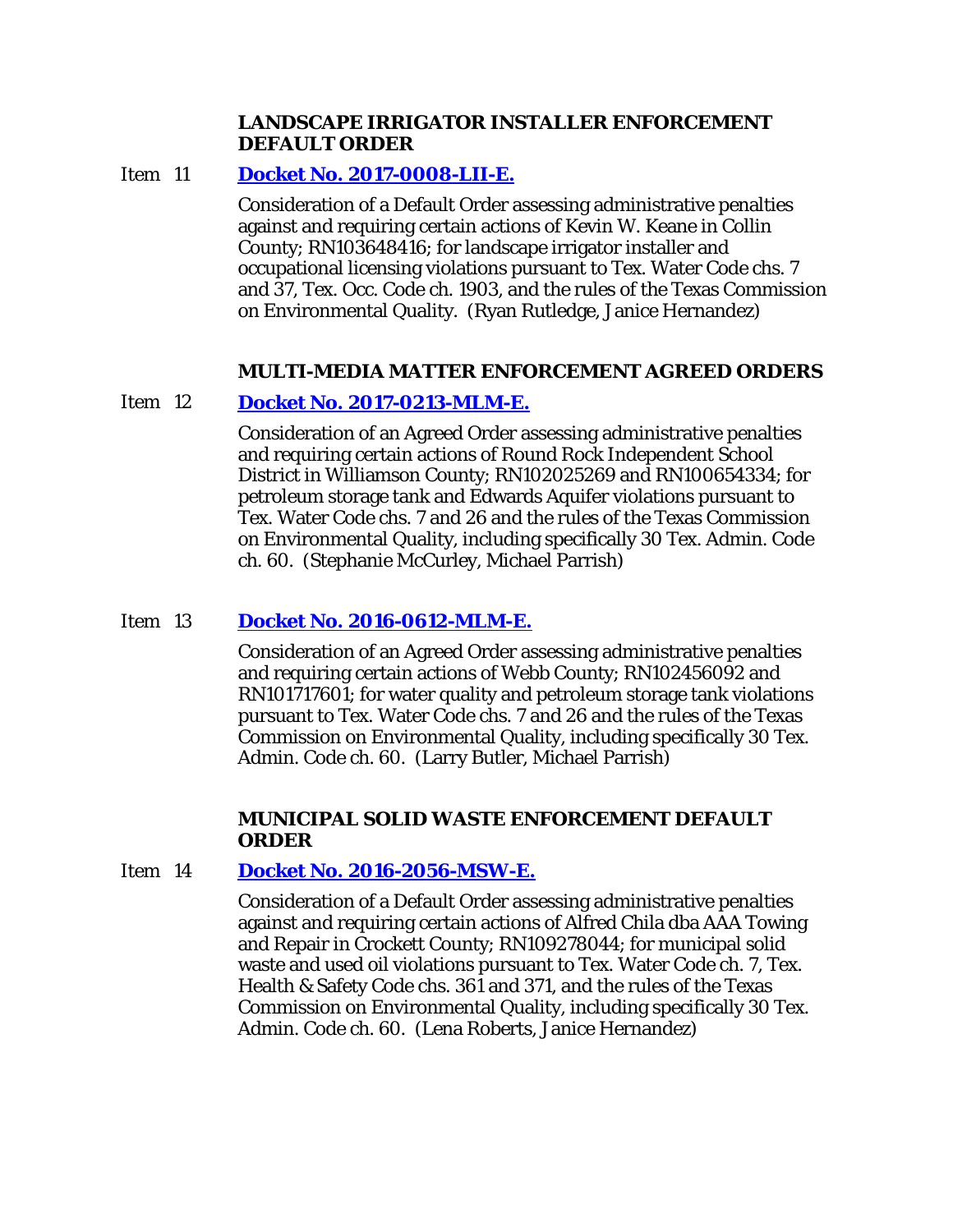### LANDSCAPE IRRIGATOR INSTALLER ENFORCEMENT DEFAULT ORDER

Item 11 **Docket No. 2017-0008-LII-E.**

Consideration of a Default Order assessing administrative penalties against and requiring certain actions of Kevin W. Keane in Collin County; RN103648416; for landscape irrigator installer and occupational licensing violations pursuant to Tex. Water Code chs. 7 and 37, Tex. Occ. Code ch. 1903, and the rules of the Texas Commission on Environmental Quality. (Ryan Rutledge, Janice Hernandez)

### MULTI-MEDIA MATTER ENFORCEMENT AGREED ORDERS

Item 12 **Docket No. 2017-0213-MLM-E.**

Consideration of an Agreed Order assessing administrative penalties and requiring certain actions of Round Rock Independent School District in Williamson County; RN102025269 and RN100654334; for petroleum storage tank and Edwards Aquifer violations pursuant to Tex. Water Code chs. 7 and 26 and the rules of the Texas Commission on Environmental Quality, including specifically 30 Tex. Admin. Code ch. 60. (Stephanie McCurley, Michael Parrish)

Item 13 **Docket No. 2016-0612-MLM-E.**

Consideration of an Agreed Order assessing administrative penalties and requiring certain actions of Webb County; RN102456092 and RN101717601; for water quality and petroleum storage tank violations pursuant to Tex. Water Code chs. 7 and 26 and the rules of the Texas Commission on Environmental Quality, including specifically 30 Tex. Admin. Code ch. 60. (Larry Butler, Michael Parrish)

### MUNICIPAL SOLID WASTE ENFORCEMENT DEFAULT ORDER

Item 14 **Docket No. 2016-2056-MSW-E.**

Consideration of a Default Order assessing administrative penalties against and requiring certain actions of Alfred Chila dba AAA Towing and Repair in Crockett County; RN109278044; for municipal solid waste and used oil violations pursuant to Tex. Water Code ch. 7, Tex. Health & Safety Code chs. 361 and 371, and the rules of the Texas Commission on Environmental Quality, including specifically 30 Tex. Admin. Code ch. 60. (Lena Roberts, Janice Hernandez)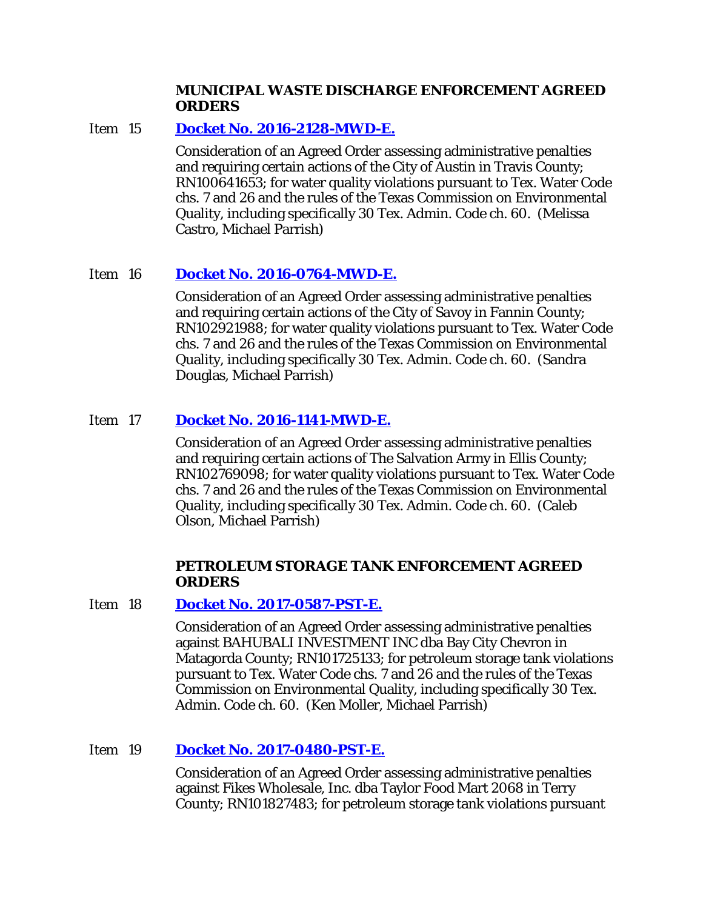**MUNICIPAL WASTE DISCHARGE ENFORCEMENT AGREED ORDERS**

Item 15 **Docket No. 2016-2128-MWD-E.**

Consideration of an Agreed Order assessing administrative penalties and requiring certain actions of the City of Austin in Travis County; RN100641653; for water quality violations pursuant to Tex. Water Code chs. 7 and 26 and the rules of the Texas Commission on Environmental Quality, including specifically 30 Tex. Admin. Code ch. 60. (Melissa Castro, Michael Parrish)

Item 16 **Docket No. 2016-0764-MWD-E.**

Consideration of an Agreed Order assessing administrative penalties and requiring certain actions of the City of Savoy in Fannin County; RN102921988; for water quality violations pursuant to Tex. Water Code chs. 7 and 26 and the rules of the Texas Commission on Environmental Quality, including specifically 30 Tex. Admin. Code ch. 60. (Sandra Douglas, Michael Parrish)

Item 17 **Docket No. 2016-1141-MWD-E.**

Consideration of an Agreed Order assessing administrative penalties and requiring certain actions of The Salvation Army in Ellis County; RN102769098; for water quality violations pursuant to Tex. Water Code chs. 7 and 26 and the rules of the Texas Commission on Environmental Quality, including specifically 30 Tex. Admin. Code ch. 60. (Caleb Olson, Michael Parrish)

**PETROLEUM STORAGE TANK ENFORCEMENT AGREED ORDERS**

Item 18 **Docket No. 2017-0587-PST-E.**

Consideration of an Agreed Order assessing administrative penalties against BAHUBALI INVESTMENT INC dba Bay City Chevron in Matagorda County; RN101725133; for petroleum storage tank violations pursuant to Tex. Water Code chs. 7 and 26 and the rules of the Texas Commission on Environmental Quality, including specifically 30 Tex. Admin. Code ch. 60. (Ken Moller, Michael Parrish)

Item 19 **Docket No. 2017-0480-PST-E.**

Consideration of an Agreed Order assessing administrative penalties against Fikes Wholesale, Inc. dba Taylor Food Mart 2068 in Terry County; RN101827483; for petroleum storage tank violations pursuant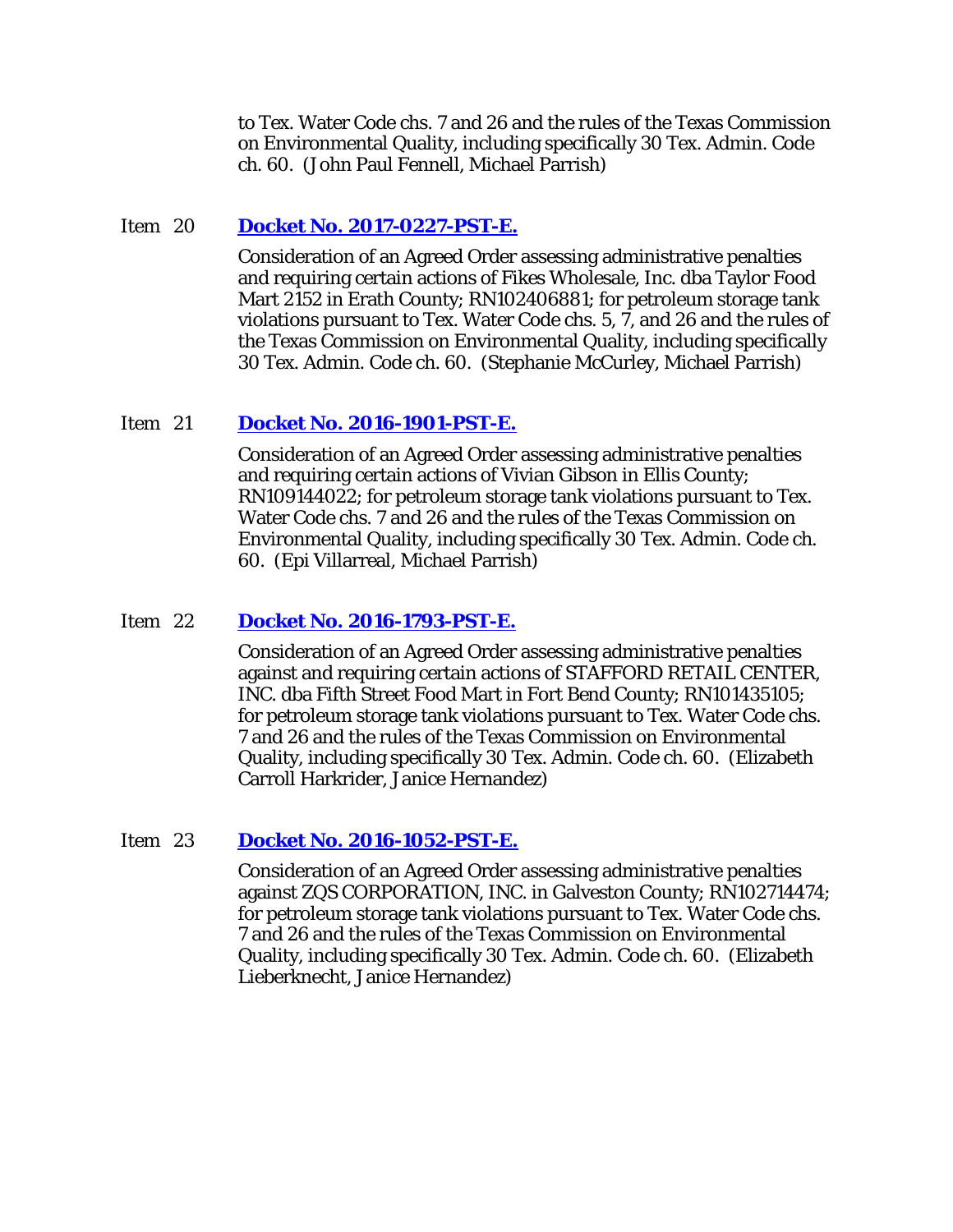to Tex. Water Code chs. 7 and 26 and the rules of the Texas Commission on Environmental Quality, including specifically 30 Tex. Admin. Code ch. 60. (John Paul Fennell, Michael Parrish)

Item 20 **Docket No. 2017-0227-PST-E.**

Consideration of an Agreed Order assessing administrative penalties and requiring certain actions of Fikes Wholesale, Inc. dba Taylor Food Mart 2152 in Erath County; RN102406881; for petroleum storage tank violations pursuant to Tex. Water Code chs. 5, 7, and 26 and the rules of the Texas Commission on Environmental Quality, including specifically 30 Tex. Admin. Code ch. 60. (Stephanie McCurley, Michael Parrish)

Item 21 **Docket No. 2016-1901-PST-E.**

Consideration of an Agreed Order assessing administrative penalties and requiring certain actions of Vivian Gibson in Ellis County; RN109144022; for petroleum storage tank violations pursuant to Tex. Water Code chs. 7 and 26 and the rules of the Texas Commission on Environmental Quality, including specifically 30 Tex. Admin. Code ch. 60. (Epi Villarreal, Michael Parrish)

Item 22 **Docket No. 2016-1793-PST-E.**

Consideration of an Agreed Order assessing administrative penalties against and requiring certain actions of STAFFORD RETAIL CENTER, INC. dba Fifth Street Food Mart in Fort Bend County; RN101435105; for petroleum storage tank violations pursuant to Tex. Water Code chs. 7 and 26 and the rules of the Texas Commission on Environmental Quality, including specifically 30 Tex. Admin. Code ch. 60. (Elizabeth Carroll Harkrider, Janice Hernandez)

Item 23 **Docket No. 2016-1052-PST-E.**

Consideration of an Agreed Order assessing administrative penalties against ZQS CORPORATION, INC. in Galveston County; RN102714474; for petroleum storage tank violations pursuant to Tex. Water Code chs. 7 and 26 and the rules of the Texas Commission on Environmental Quality, including specifically 30 Tex. Admin. Code ch. 60. (Elizabeth Lieberknecht, Janice Hernandez)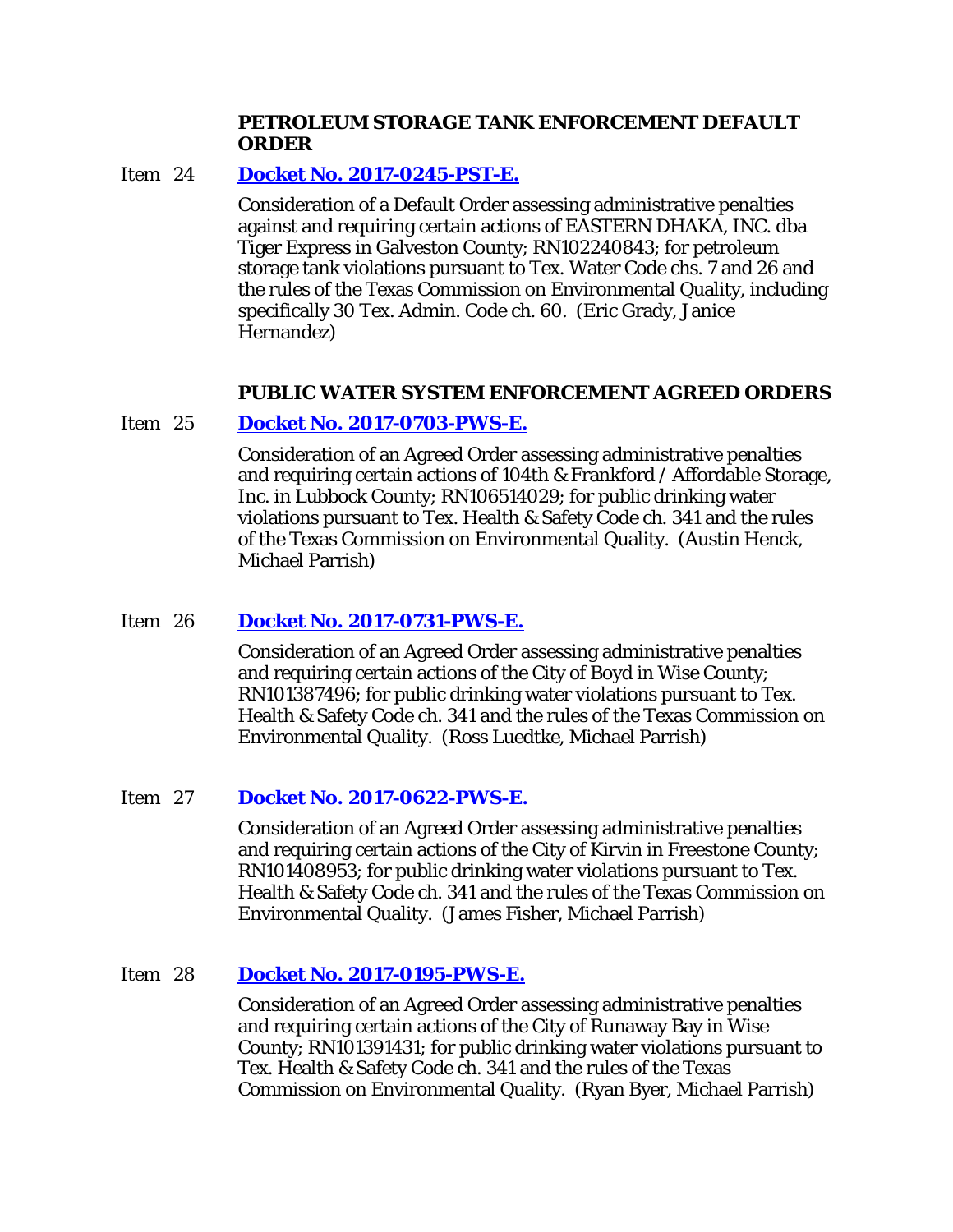**PETROLEUM STORAGE TANK ENFORCEMENT DEFAULT ORDER**

Item 24 **Docket No. 2017-0245-PST-E.**

Consideration of a Default Order assessing administrative penalties against and requiring certain actions of EASTERN DHAKA, INC. dba Tiger Express in Galveston County; RN102240843; for petroleum storage tank violations pursuant to Tex. Water Code chs. 7 and 26 and the rules of the Texas Commission on Environmental Quality, including specifically 30 Tex. Admin. Code ch. 60. (Eric Grady, Janice Hernandez)

**PUBLIC WATER SYSTEM ENFORCEMENT AGREED ORDERS**

Item 25 **Docket No. 2017-0703-PWS-E.**

Consideration of an Agreed Order assessing administrative penalties and requiring certain actions of 104th & Frankford / Affordable Storage, Inc. in Lubbock County; RN106514029; for public drinking water violations pursuant to Tex. Health & Safety Code ch. 341 and the rules of the Texas Commission on Environmental Quality. (Austin Henck, Michael Parrish)

Item 26 **Docket No. 2017-0731-PWS-E.**

Consideration of an Agreed Order assessing administrative penalties and requiring certain actions of the City of Boyd in Wise County; RN101387496; for public drinking water violations pursuant to Tex. Health & Safety Code ch. 341 and the rules of the Texas Commission on Environmental Quality. (Ross Luedtke, Michael Parrish)

Item 27 **Docket No. 2017-0622-PWS-E.**

Consideration of an Agreed Order assessing administrative penalties and requiring certain actions of the City of Kirvin in Freestone County; RN101408953; for public drinking water violations pursuant to Tex. Health & Safety Code ch. 341 and the rules of the Texas Commission on Environmental Quality. (James Fisher, Michael Parrish)

Item 28 **Docket No. 2017-0195-PWS-E.**

Consideration of an Agreed Order assessing administrative penalties and requiring certain actions of the City of Runaway Bay in Wise County; RN101391431; for public drinking water violations pursuant to Tex. Health & Safety Code ch. 341 and the rules of the Texas Commission on Environmental Quality. (Ryan Byer, Michael Parrish)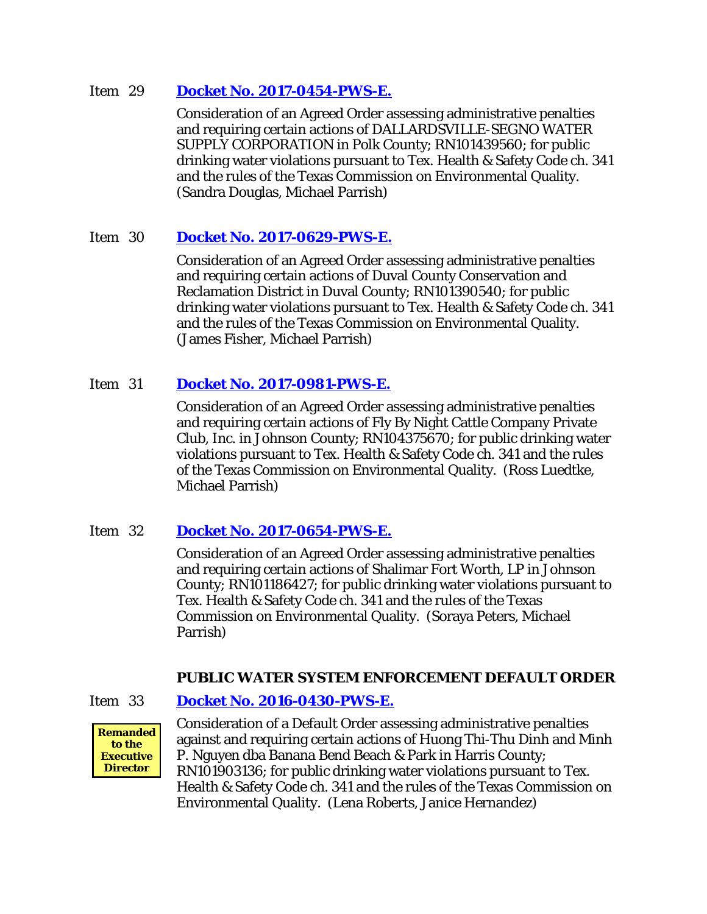Item 29 **[Docket No. 2017-0454-PWS-E.]()**

Consideration of an Agreed Order assessing administrative penalties and requiring certain actions of DALLARDSVILLE-SEGNO WATER SUPPLY CORPORATION in Polk County; RN101439560; for public drinking water violations pursuant to Tex. Health & Safety Code ch. 341 and the rules of the Texas Commission on Environmental Quality. (Sandra Douglas, Michael Parrish)

Item 30 **[Docket No. 2017-0629-PWS-E.]()**

Consideration of an Agreed Order assessing administrative penalties and requiring certain actions of Duval County Conservation and Reclamation District in Duval County; RN101390540; for public drinking water violations pursuant to Tex. Health & Safety Code ch. 341 and the rules of the Texas Commission on Environmental Quality. (James Fisher, Michael Parrish)

Item 31 **[Docket No. 2017-0981-PWS-E.]()**

Consideration of an Agreed Order assessing administrative penalties and requiring certain actions of Fly By Night Cattle Company Private Club, Inc. in Johnson County; RN104375670; for public drinking water violations pursuant to Tex. Health & Safety Code ch. 341 and the rules of the Texas Commission on Environmental Quality. (Ross Luedtke, Michael Parrish)

Item 32 **[Docket No. 2017-0654-PWS-E.]()**

Consideration of an Agreed Order assessing administrative penalties and requiring certain actions of Shalimar Fort Worth, LP in Johnson County; RN101186427; for public drinking water violations pursuant to Tex. Health & Safety Code ch. 341 and the rules of the Texas Commission on Environmental Quality. (Soraya Peters, Michael Parrish)

**PUBLIC WATER SYSTEM ENFORCEMENT DEFAULT ORDER**

Item 33 **[Docket No. 2016-0430-PWS-E.]()**

**Remanded to the Executive Director**

Consideration of a Default Order assessing administrative penalties against and requiring certain actions of Huong Thi-Thu Dinh and Minh P. Nguyen dba Banana Bend Beach & Park in Harris County; RN101903136; for public drinking water violations pursuant to Tex. Health & Safety Code ch. 341 and the rules of the Texas Commission on Environmental Quality. (Lena Roberts, Janice Hernandez)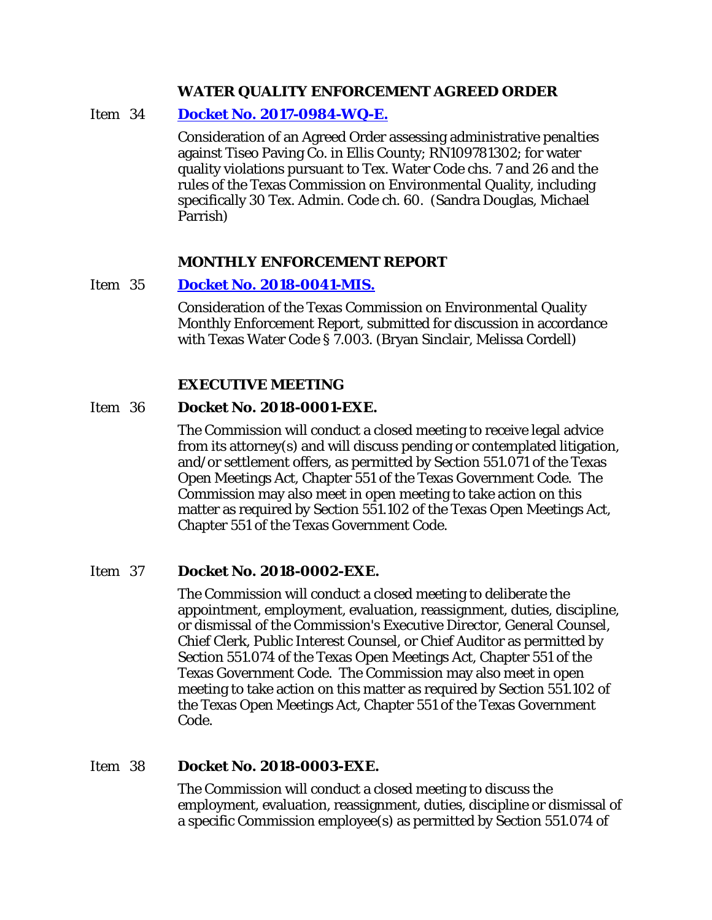### WATER QUALITY ENFORCEMENT AGREED ORDER

Item 34 **[Docket No. 2017-0984-WQ-E.](#)**

Consideration of an Agreed Order assessing administrative penalties against Tiseo Paving Co. in Ellis County; RN109781302; for water quality violations pursuant to Tex. Water Code chs. 7 and 26 and the rules of the Texas Commission on Environmental Quality, including specifically 30 Tex. Admin. Code ch. 60. (Sandra Douglas, Michael Parrish)

### MONTHLY ENFORCEMENT REPORT

Item 35 **[Docket No. 2018-0041-MIS.](#)**

Consideration of the Texas Commission on Environmental Quality Monthly Enforcement Report, submitted for discussion in accordance with Texas Water Code § 7.003. (Bryan Sinclair, Melissa Cordell)

### EXECUTIVE MEETING

Item 36 **Docket No. 2018-0001-EXE.**

The Commission will conduct a closed meeting to receive legal advice from its attorney(s) and will discuss pending or contemplated litigation, and/or settlement offers, as permitted by Section 551.071 of the Texas Open Meetings Act, Chapter 551 of the Texas Government Code. The Commission may also meet in open meeting to take action on this matter as required by Section 551.102 of the Texas Open Meetings Act, Chapter 551 of the Texas Government Code.

Item 37 **Docket No. 2018-0002-EXE.**

The Commission will conduct a closed meeting to deliberate the appointment, employment, evaluation, reassignment, duties, discipline, or dismissal of the Commission's Executive Director, General Counsel, Chief Clerk, Public Interest Counsel, or Chief Auditor as permitted by Section 551.074 of the Texas Open Meetings Act, Chapter 551 of the Texas Government Code. The Commission may also meet in open meeting to take action on this matter as required by Section 551.102 of the Texas Open Meetings Act, Chapter 551 of the Texas Government Code.

Item 38 **Docket No. 2018-0003-EXE.**

The Commission will conduct a closed meeting to discuss the employment, evaluation, reassignment, duties, discipline or dismissal of a specific Commission employee(s) as permitted by Section 551.074 of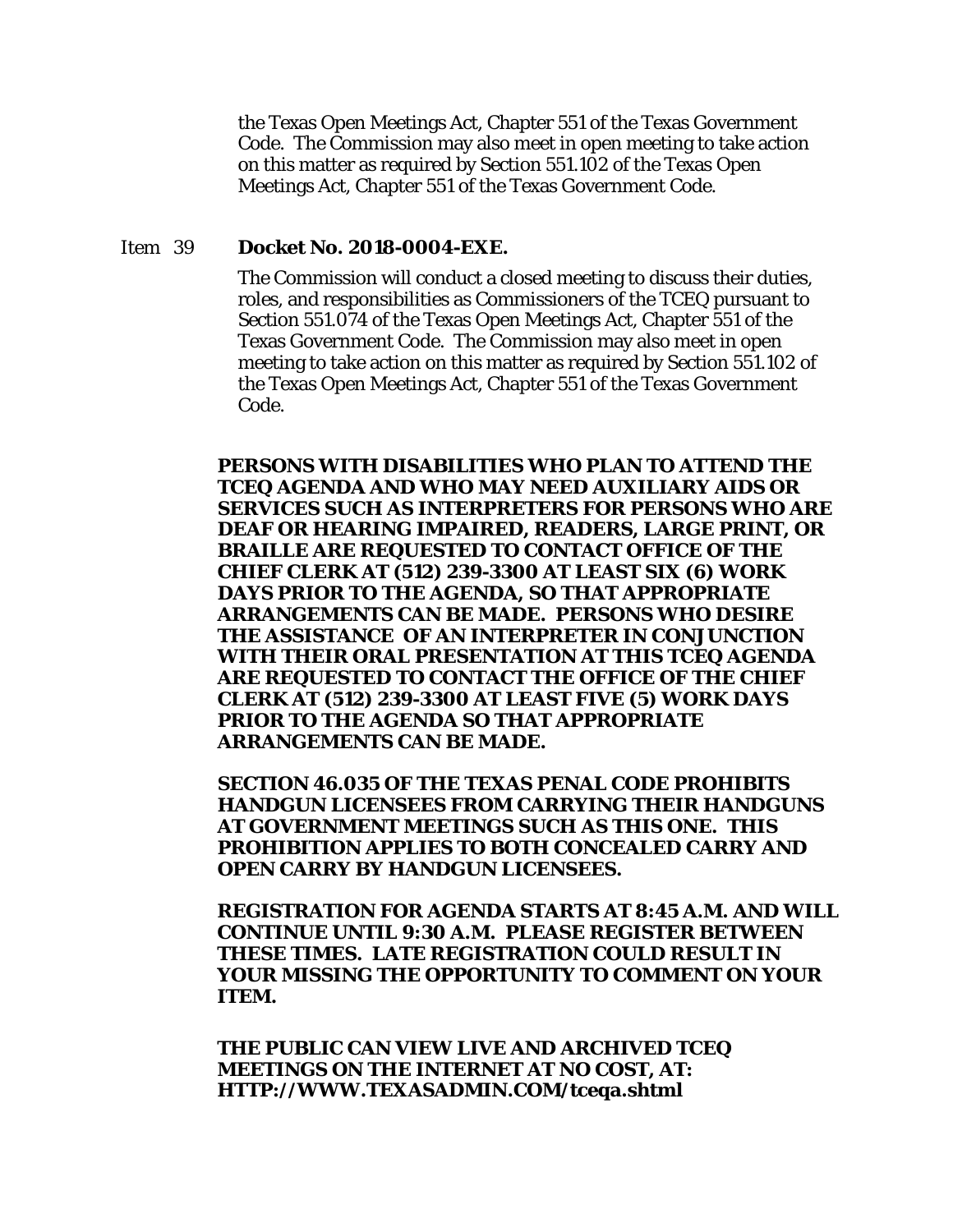the Texas Open Meetings Act, Chapter 551 of the Texas Government Code. The Commission may also meet in open meeting to take action on this matter as required by Section 551.102 of the Texas Open Meetings Act, Chapter 551 of the Texas Government Code.

Item 39 **Docket No. 2018-0004-EXE.**

The Commission will conduct a closed meeting to discuss their duties, roles, and responsibilities as Commissioners of the TCEQ pursuant to Section 551.074 of the Texas Open Meetings Act, Chapter 551 of the Texas Government Code. The Commission may also meet in open meeting to take action on this matter as required by Section 551.102 of the Texas Open Meetings Act, Chapter 551 of the Texas Government Code.

**PERSONS WITH DISABILITIES WHO PLAN TO ATTEND THE TCEQ AGENDA AND WHO MAY NEED AUXILIARY AIDS OR SERVICES SUCH AS INTERPRETERS FOR PERSONS WHO ARE DEAF OR HEARING IMPAIRED, READERS, LARGE PRINT, OR BRAILLE ARE REQUESTED TO CONTACT OFFICE OF THE CHIEF CLERK AT (512) 239-3300 AT LEAST SIX (6) WORK DAYS PRIOR TO THE AGENDA, SO THAT APPROPRIATE ARRANGEMENTS CAN BE MADE. PERSONS WHO DESIRE THE ASSISTANCE OF AN INTERPRETER IN CONJUNCTION WITH THEIR ORAL PRESENTATION AT THIS TCEQ AGENDA ARE REQUESTED TO CONTACT THE OFFICE OF THE CHIEF CLERK AT (512) 239-3300 AT LEAST FIVE (5) WORK DAYS PRIOR TO THE AGENDA SO THAT APPROPRIATE ARRANGEMENTS CAN BE MADE.**

**SECTION 46.035 OF THE TEXAS PENAL CODE PROHIBITS HANDGUN LICENSEES FROM CARRYING THEIR HANDGUNS AT GOVERNMENT MEETINGS SUCH AS THIS ONE. THIS PROHIBITION APPLIES TO BOTH CONCEALED CARRY AND OPEN CARRY BY HANDGUN LICENSEES.**

**REGISTRATION FOR AGENDA STARTS AT 8:45 A.M. AND WILL CONTINUE UNTIL 9:30 A.M. PLEASE REGISTER BETWEEN THESE TIMES. LATE REGISTRATION COULD RESULT IN YOUR MISSING THE OPPORTUNITY TO COMMENT ON YOUR ITEM.**

**THE PUBLIC CAN VIEW LIVE AND ARCHIVED TCEQ MEETINGS ON THE INTERNET AT NO COST, AT: HTTP://WWW.TEXASADMIN.COM/tceqa.shtml**